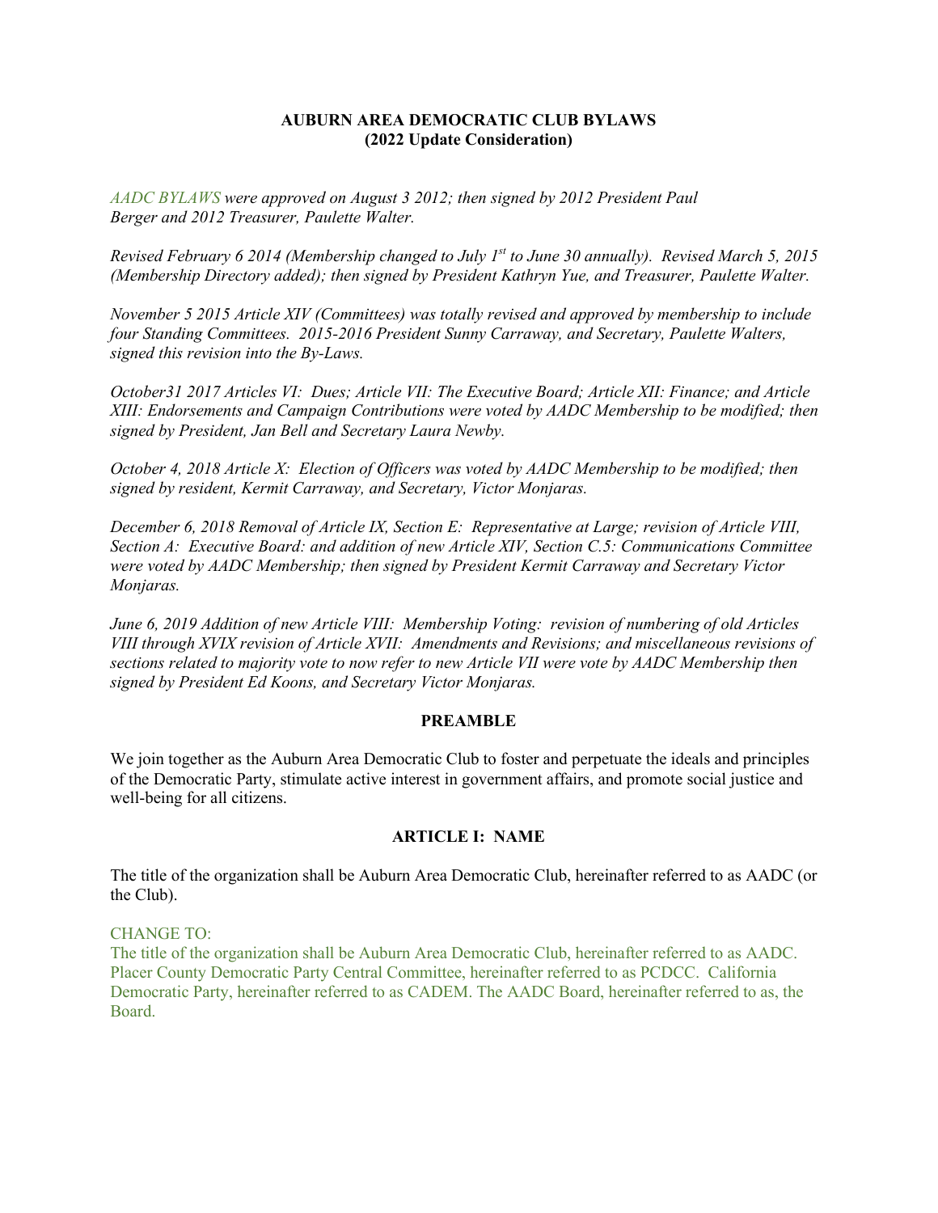**AUBURN AREA DEMOCRATIC CLUB BYLAWS**
**(2022 Update Consideration)**

*AADC BYLAWS were approved on August 3 2012; then signed by 2012 President Paul Berger and 2012 Treasurer, Paulette Walter.*

*Revised February 6 2014 (Membership changed to July 1st to June 30 annually). Revised March 5, 2015 (Membership Directory added); then signed by President Kathryn Yue, and Treasurer, Paulette Walter.*

*November 5 2015 Article XIV (Committees) was totally revised and approved by membership to include four Standing Committees. 2015-2016 President Sunny Carraway, and Secretary, Paulette Walters, signed this revision into the By-Laws.*

*October31 2017 Articles VI: Dues; Article VII: The Executive Board; Article XII: Finance; and Article XIII: Endorsements and Campaign Contributions were voted by AADC Membership to be modified; then signed by President, Jan Bell and Secretary Laura Newby.*

*October 4, 2018 Article X: Election of Officers was voted by AADC Membership to be modified; then signed by resident, Kermit Carraway, and Secretary, Victor Monjaras.*

*December 6, 2018 Removal of Article IX, Section E: Representative at Large; revision of Article VIII, Section A: Executive Board: and addition of new Article XIV, Section C.5: Communications Committee were voted by AADC Membership; then signed by President Kermit Carraway and Secretary Victor Monjaras.*

*June 6, 2019 Addition of new Article VIII: Membership Voting: revision of numbering of old Articles VIII through XVIX revision of Article XVII: Amendments and Revisions; and miscellaneous revisions of sections related to majority vote to now refer to new Article VII were vote by AADC Membership then signed by President Ed Koons, and Secretary Victor Monjaras.*

## PREAMBLE

We join together as the Auburn Area Democratic Club to foster and perpetuate the ideals and principles of the Democratic Party, stimulate active interest in government affairs, and promote social justice and well-being for all citizens.

## ARTICLE I: NAME

The title of the organization shall be Auburn Area Democratic Club, hereinafter referred to as AADC (or the Club).

CHANGE TO:
The title of the organization shall be Auburn Area Democratic Club, hereinafter referred to as AADC. Placer County Democratic Party Central Committee, hereinafter referred to as PCDCC. California Democratic Party, hereinafter referred to as CADEM. The AADC Board, hereinafter referred to as, the Board.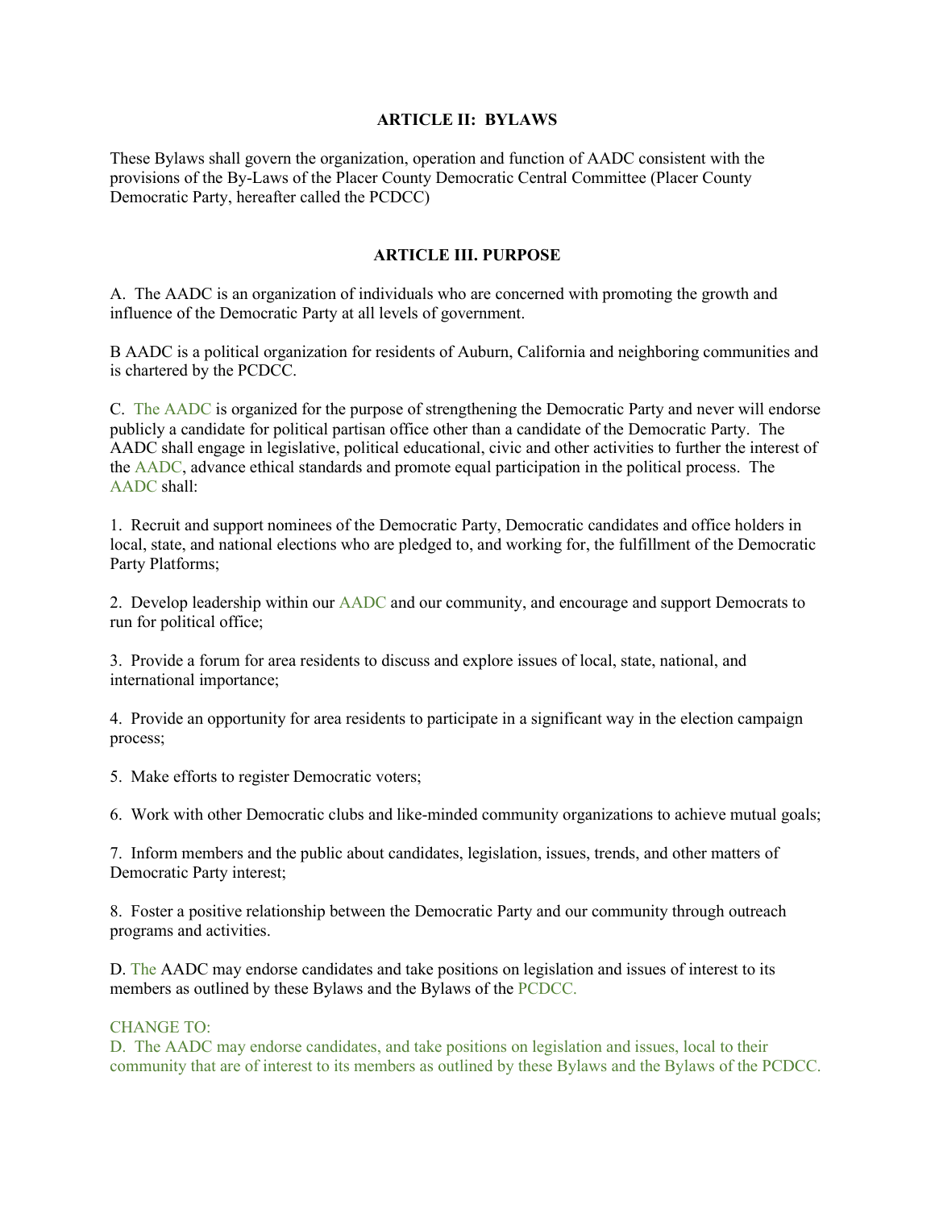### ARTICLE II: BYLAWS

These Bylaws shall govern the organization, operation and function of AADC consistent with the provisions of the By-Laws of the Placer County Democratic Central Committee (Placer County Democratic Party, hereafter called the PCDCC)

### ARTICLE III. PURPOSE

A. The AADC is an organization of individuals who are concerned with promoting the growth and influence of the Democratic Party at all levels of government.

B AADC is a political organization for residents of Auburn, California and neighboring communities and is chartered by the PCDCC.

C. The AADC is organized for the purpose of strengthening the Democratic Party and never will endorse publicly a candidate for political partisan office other than a candidate of the Democratic Party. The AADC shall engage in legislative, political educational, civic and other activities to further the interest of the AADC, advance ethical standards and promote equal participation in the political process. The AADC shall:

1. Recruit and support nominees of the Democratic Party, Democratic candidates and office holders in local, state, and national elections who are pledged to, and working for, the fulfillment of the Democratic Party Platforms;

2. Develop leadership within our AADC and our community, and encourage and support Democrats to run for political office;

3. Provide a forum for area residents to discuss and explore issues of local, state, national, and international importance;

4. Provide an opportunity for area residents to participate in a significant way in the election campaign process;

5. Make efforts to register Democratic voters;

6. Work with other Democratic clubs and like-minded community organizations to achieve mutual goals;

7. Inform members and the public about candidates, legislation, issues, trends, and other matters of Democratic Party interest;

8. Foster a positive relationship between the Democratic Party and our community through outreach programs and activities.

D. The AADC may endorse candidates and take positions on legislation and issues of interest to its members as outlined by these Bylaws and the Bylaws of the PCDCC.

CHANGE TO:
D. The AADC may endorse candidates, and take positions on legislation and issues, local to their community that are of interest to its members as outlined by these Bylaws and the Bylaws of the PCDCC.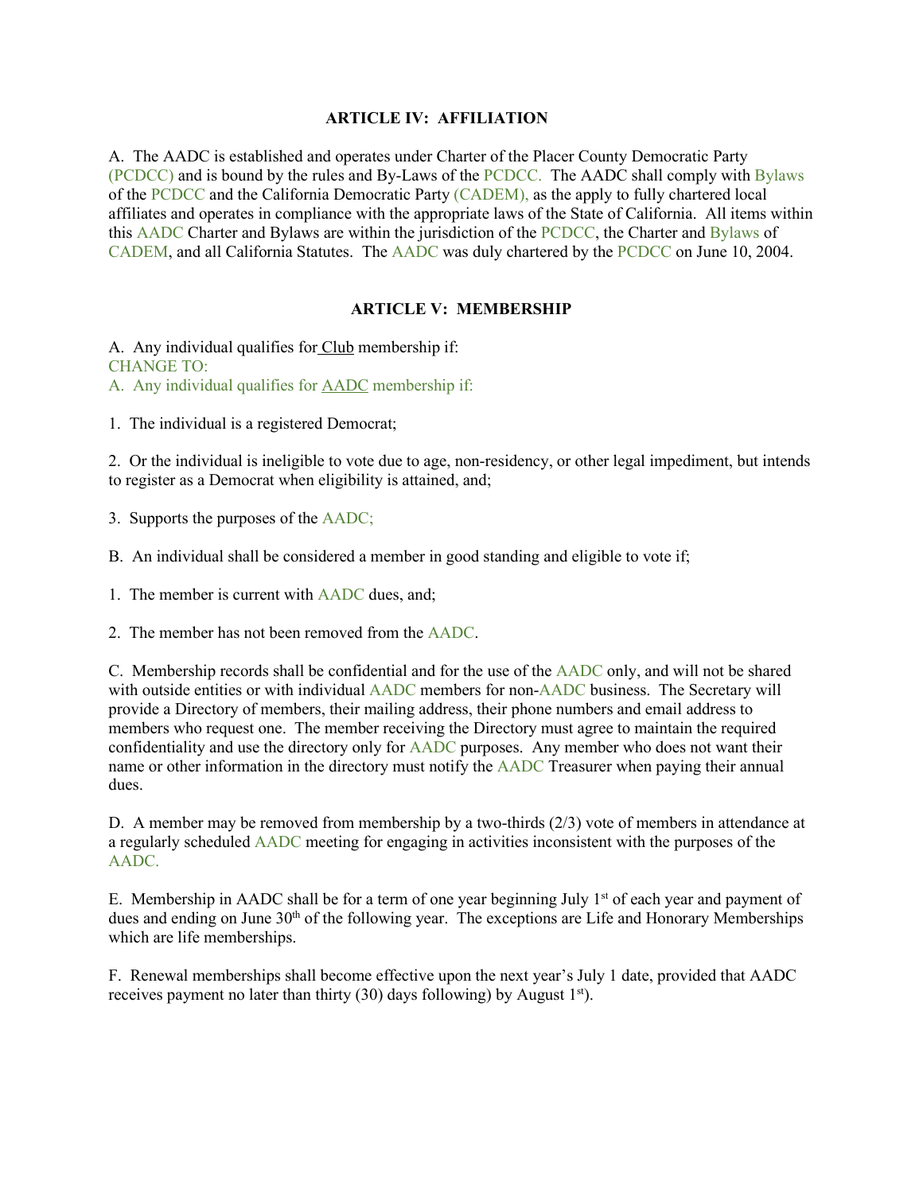## ARTICLE IV: AFFILIATION

A. The AADC is established and operates under Charter of the Placer County Democratic Party (PCDCC) and is bound by the rules and By-Laws of the PCDCC. The AADC shall comply with Bylaws of the PCDCC and the California Democratic Party (CADEM), as the apply to fully chartered local affiliates and operates in compliance with the appropriate laws of the State of California. All items within this AADC Charter and Bylaws are within the jurisdiction of the PCDCC, the Charter and Bylaws of CADEM, and all California Statutes. The AADC was duly chartered by the PCDCC on June 10, 2004.

## ARTICLE V: MEMBERSHIP

A. Any individual qualifies for Club membership if:
CHANGE TO:
A. Any individual qualifies for AADC membership if:

1. The individual is a registered Democrat;

2. Or the individual is ineligible to vote due to age, non-residency, or other legal impediment, but intends to register as a Democrat when eligibility is attained, and;

3. Supports the purposes of the AADC;

B. An individual shall be considered a member in good standing and eligible to vote if;

1. The member is current with AADC dues, and;

2. The member has not been removed from the AADC.

C. Membership records shall be confidential and for the use of the AADC only, and will not be shared with outside entities or with individual AADC members for non-AADC business. The Secretary will provide a Directory of members, their mailing address, their phone numbers and email address to members who request one. The member receiving the Directory must agree to maintain the required confidentiality and use the directory only for AADC purposes. Any member who does not want their name or other information in the directory must notify the AADC Treasurer when paying their annual dues.

D. A member may be removed from membership by a two-thirds (2/3) vote of members in attendance at a regularly scheduled AADC meeting for engaging in activities inconsistent with the purposes of the AADC.

E. Membership in AADC shall be for a term of one year beginning July 1st of each year and payment of dues and ending on June 30th of the following year. The exceptions are Life and Honorary Memberships which are life memberships.

F. Renewal memberships shall become effective upon the next year's July 1 date, provided that AADC receives payment no later than thirty (30) days following) by August 1st).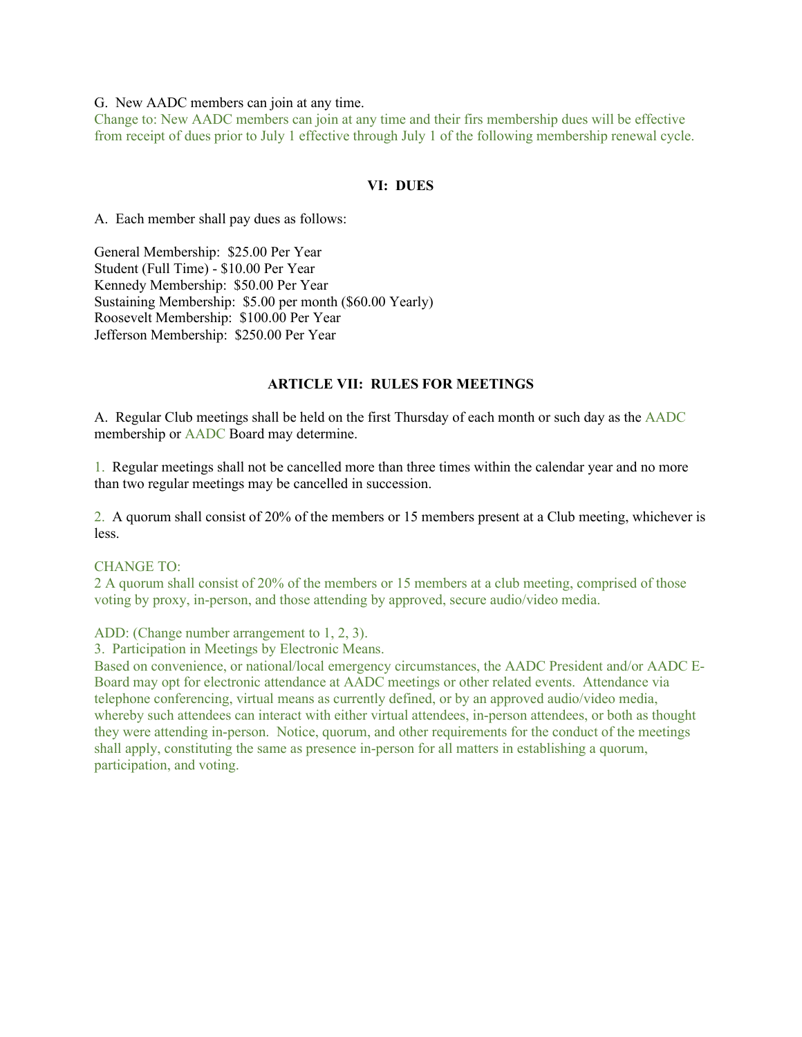G. New AADC members can join at any time.

Change to: New AADC members can join at any time and their firs membership dues will be effective from receipt of dues prior to July 1 effective through July 1 of the following membership renewal cycle.

## VI: DUES

A. Each member shall pay dues as follows:

General Membership: $25.00 Per Year
Student (Full Time) - $10.00 Per Year
Kennedy Membership: $50.00 Per Year
Sustaining Membership: $5.00 per month ($60.00 Yearly)
Roosevelt Membership: $100.00 Per Year
Jefferson Membership: $250.00 Per Year

## ARTICLE VII: RULES FOR MEETINGS

A. Regular Club meetings shall be held on the first Thursday of each month or such day as the AADC membership or AADC Board may determine.

1. Regular meetings shall not be cancelled more than three times within the calendar year and no more than two regular meetings may be cancelled in succession.

2. A quorum shall consist of 20% of the members or 15 members present at a Club meeting, whichever is less.

CHANGE TO:
2 A quorum shall consist of 20% of the members or 15 members at a club meeting, comprised of those voting by proxy, in-person, and those attending by approved, secure audio/video media.

ADD: (Change number arrangement to 1, 2, 3).
3. Participation in Meetings by Electronic Means.
Based on convenience, or national/local emergency circumstances, the AADC President and/or AADC E-Board may opt for electronic attendance at AADC meetings or other related events. Attendance via telephone conferencing, virtual means as currently defined, or by an approved audio/video media, whereby such attendees can interact with either virtual attendees, in-person attendees, or both as thought they were attending in-person. Notice, quorum, and other requirements for the conduct of the meetings shall apply, constituting the same as presence in-person for all matters in establishing a quorum, participation, and voting.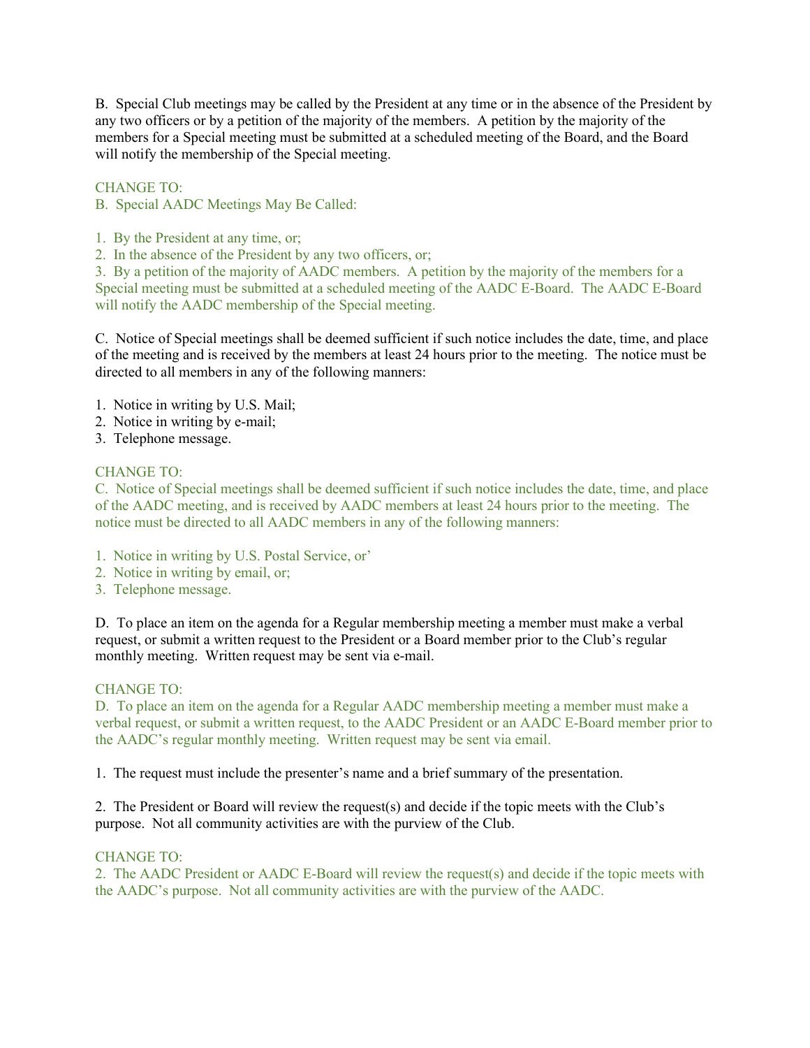B.  Special Club meetings may be called by the President at any time or in the absence of the President by any two officers or by a petition of the majority of the members.  A petition by the majority of the members for a Special meeting must be submitted at a scheduled meeting of the Board, and the Board will notify the membership of the Special meeting.

CHANGE TO:
B.  Special AADC Meetings May Be Called:

1.  By the President at any time, or;
2.  In the absence of the President by any two officers, or;
3.  By a petition of the majority of AADC members.  A petition by the majority of the members for a Special meeting must be submitted at a scheduled meeting of the AADC E-Board.  The AADC E-Board will notify the AADC membership of the Special meeting.

C.  Notice of Special meetings shall be deemed sufficient if such notice includes the date, time, and place of the meeting and is received by the members at least 24 hours prior to the meeting.  The notice must be directed to all members in any of the following manners:

1.  Notice in writing by U.S. Mail;
2.  Notice in writing by e-mail;
3.  Telephone message.

CHANGE TO:
C.  Notice of Special meetings shall be deemed sufficient if such notice includes the date, time, and place of the AADC meeting, and is received by AADC members at least 24 hours prior to the meeting.  The notice must be directed to all AADC members in any of the following manners:

1.  Notice in writing by U.S. Postal Service, or'
2.  Notice in writing by email, or;
3.  Telephone message.

D.  To place an item on the agenda for a Regular membership meeting a member must make a verbal request, or submit a written request to the President or a Board member prior to the Club's regular monthly meeting.  Written request may be sent via e-mail.

CHANGE TO:
D.  To place an item on the agenda for a Regular AADC membership meeting a member must make a verbal request, or submit a written request, to the AADC President or an AADC E-Board member prior to the AADC's regular monthly meeting.  Written request may be sent via email.

1.  The request must include the presenter's name and a brief summary of the presentation.

2.  The President or Board will review the request(s) and decide if the topic meets with the Club's purpose.  Not all community activities are with the purview of the Club.

CHANGE TO:
2.  The AADC President or AADC E-Board will review the request(s) and decide if the topic meets with the AADC's purpose.  Not all community activities are with the purview of the AADC.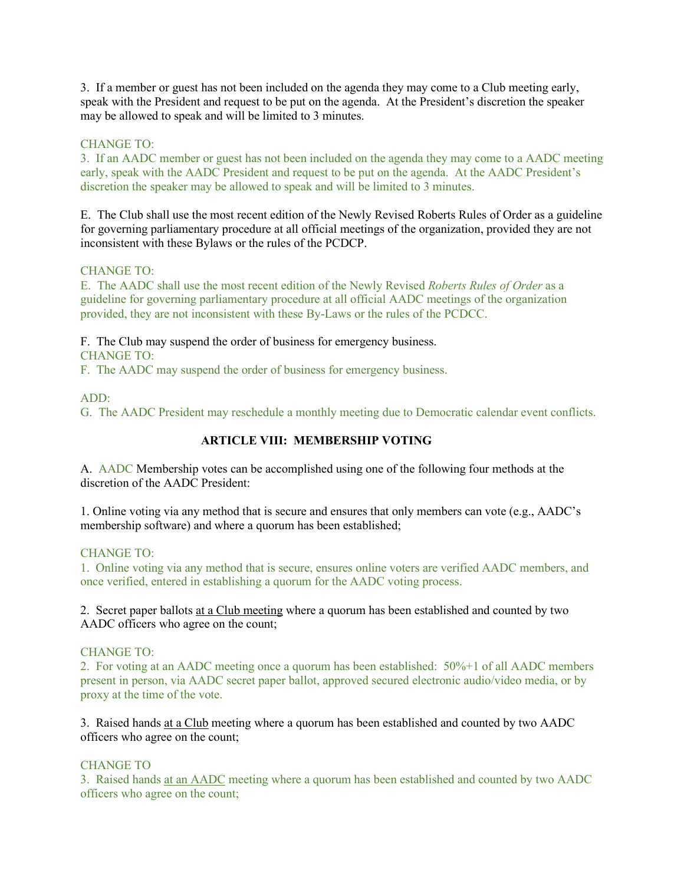3. If a member or guest has not been included on the agenda they may come to a Club meeting early, speak with the President and request to be put on the agenda. At the President's discretion the speaker may be allowed to speak and will be limited to 3 minutes.

CHANGE TO:
3. If an AADC member or guest has not been included on the agenda they may come to a AADC meeting early, speak with the AADC President and request to be put on the agenda. At the AADC President's discretion the speaker may be allowed to speak and will be limited to 3 minutes.

E. The Club shall use the most recent edition of the Newly Revised Roberts Rules of Order as a guideline for governing parliamentary procedure at all official meetings of the organization, provided they are not inconsistent with these Bylaws or the rules of the PCDCP.

CHANGE TO:
E. The AADC shall use the most recent edition of the Newly Revised *Roberts Rules of Order* as a guideline for governing parliamentary procedure at all official AADC meetings of the organization provided, they are not inconsistent with these By-Laws or the rules of the PCDCC.

F. The Club may suspend the order of business for emergency business.
CHANGE TO:
F. The AADC may suspend the order of business for emergency business.

ADD:
G. The AADC President may reschedule a monthly meeting due to Democratic calendar event conflicts.

## ARTICLE VIII: MEMBERSHIP VOTING

A. AADC Membership votes can be accomplished using one of the following four methods at the discretion of the AADC President:

1. Online voting via any method that is secure and ensures that only members can vote (e.g., AADC's membership software) and where a quorum has been established;

CHANGE TO:
1. Online voting via any method that is secure, ensures online voters are verified AADC members, and once verified, entered in establishing a quorum for the AADC voting process.

2. Secret paper ballots <u>at a Club meeting</u> where a quorum has been established and counted by two AADC officers who agree on the count;

CHANGE TO:
2. For voting at an AADC meeting once a quorum has been established: 50%+1 of all AADC members present in person, via AADC secret paper ballot, approved secured electronic audio/video media, or by proxy at the time of the vote.

3. Raised hands <u>at a Club</u> meeting where a quorum has been established and counted by two AADC officers who agree on the count;

CHANGE TO
3. Raised hands <u>at an AADC</u> meeting where a quorum has been established and counted by two AADC officers who agree on the count;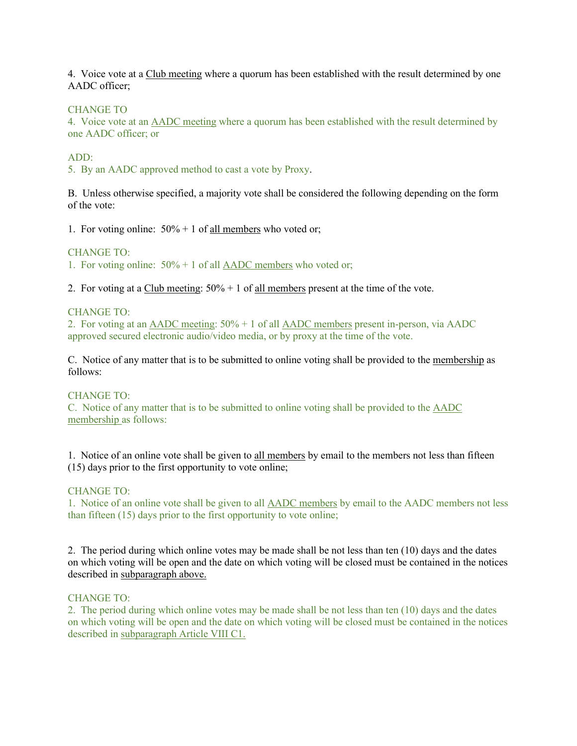4. Voice vote at a <u>Club meeting</u> where a quorum has been established with the result determined by one AADC officer;

CHANGE TO
4. Voice vote at an <u>AADC meeting</u> where a quorum has been established with the result determined by one AADC officer; or

ADD:
5. By an AADC approved method to cast a vote by Proxy.

B. Unless otherwise specified, a majority vote shall be considered the following depending on the form of the vote:

1. For voting online: 50% + 1 of <u>all members</u> who voted or;

CHANGE TO:
1. For voting online: 50% + 1 of all <u>AADC members</u> who voted or;

2. For voting at a <u>Club meeting</u>: 50% + 1 of <u>all members</u> present at the time of the vote.

CHANGE TO:
2. For voting at an <u>AADC meeting</u>: 50% + 1 of all <u>AADC members</u> present in-person, via AADC approved secured electronic audio/video media, or by proxy at the time of the vote.

C. Notice of any matter that is to be submitted to online voting shall be provided to the <u>membership</u> as follows:

CHANGE TO:
C. Notice of any matter that is to be submitted to online voting shall be provided to the <u>AADC membership</u> as follows:

1. Notice of an online vote shall be given to <u>all members</u> by email to the members not less than fifteen (15) days prior to the first opportunity to vote online;

CHANGE TO:
1. Notice of an online vote shall be given to all <u>AADC members</u> by email to the AADC members not less than fifteen (15) days prior to the first opportunity to vote online;

2. The period during which online votes may be made shall be not less than ten (10) days and the dates on which voting will be open and the date on which voting will be closed must be contained in the notices described in <u>subparagraph above.</u>

CHANGE TO:
2. The period during which online votes may be made shall be not less than ten (10) days and the dates on which voting will be open and the date on which voting will be closed must be contained in the notices described in <u>subparagraph Article VIII C1.</u>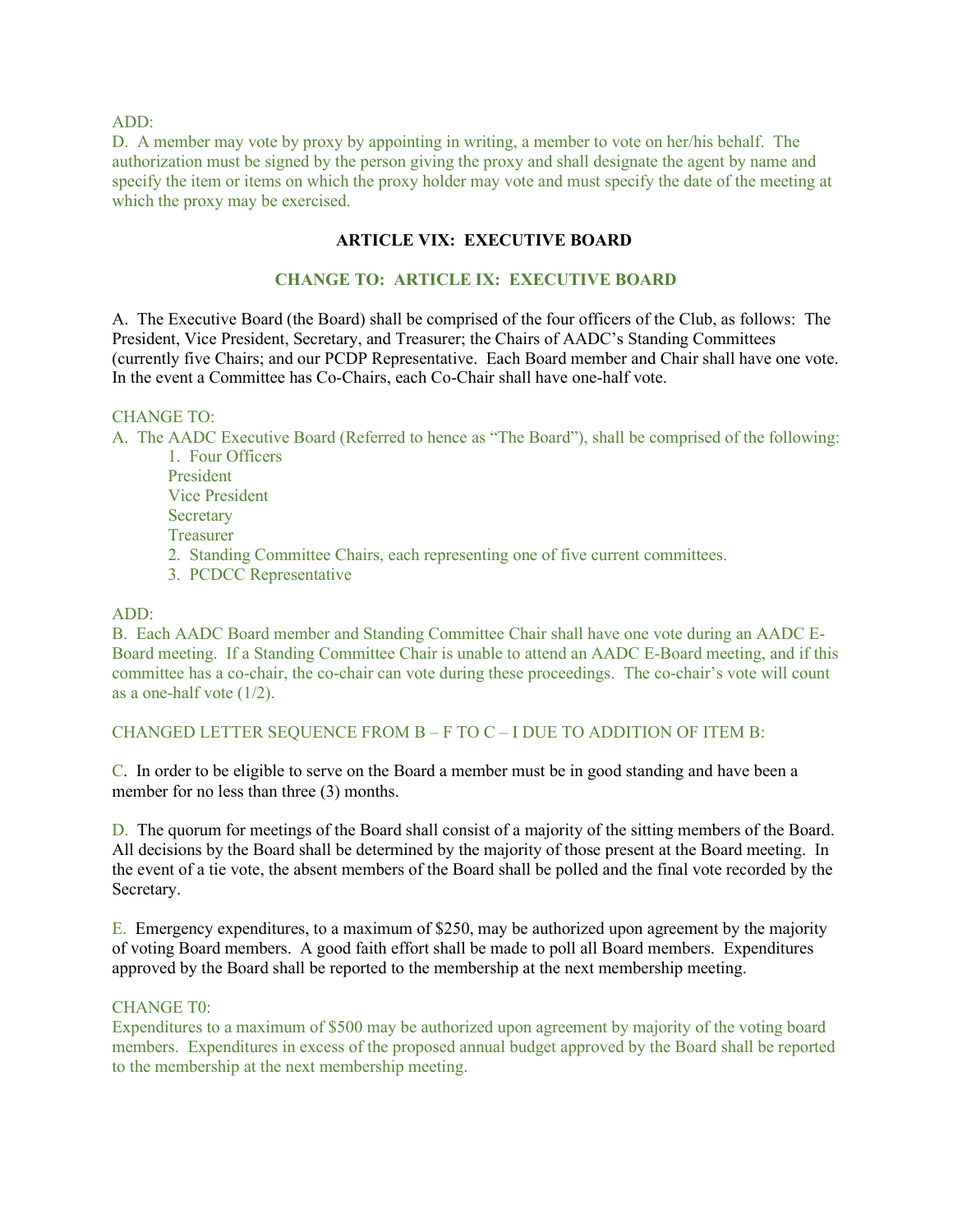ADD:
D. A member may vote by proxy by appointing in writing, a member to vote on her/his behalf. The authorization must be signed by the person giving the proxy and shall designate the agent by name and specify the item or items on which the proxy holder may vote and must specify the date of the meeting at which the proxy may be exercised.

## ARTICLE VIX: EXECUTIVE BOARD

## CHANGE TO: ARTICLE IX: EXECUTIVE BOARD

A. The Executive Board (the Board) shall be comprised of the four officers of the Club, as follows: The President, Vice President, Secretary, and Treasurer; the Chairs of AADC's Standing Committees (currently five Chairs; and our PCDP Representative. Each Board member and Chair shall have one vote. In the event a Committee has Co-Chairs, each Co-Chair shall have one-half vote.

CHANGE TO:
A. The AADC Executive Board (Referred to hence as "The Board"), shall be comprised of the following:

1. Four Officers
   President
   Vice President
   Secretary
   Treasurer
2. Standing Committee Chairs, each representing one of five current committees.
3. PCDCC Representative

ADD:
B. Each AADC Board member and Standing Committee Chair shall have one vote during an AADC E-Board meeting. If a Standing Committee Chair is unable to attend an AADC E-Board meeting, and if this committee has a co-chair, the co-chair can vote during these proceedings. The co-chair's vote will count as a one-half vote (1/2).

CHANGED LETTER SEQUENCE FROM B – F TO C – I DUE TO ADDITION OF ITEM B:

C. In order to be eligible to serve on the Board a member must be in good standing and have been a member for no less than three (3) months.

D. The quorum for meetings of the Board shall consist of a majority of the sitting members of the Board. All decisions by the Board shall be determined by the majority of those present at the Board meeting. In the event of a tie vote, the absent members of the Board shall be polled and the final vote recorded by the Secretary.

E. Emergency expenditures, to a maximum of $250, may be authorized upon agreement by the majority of voting Board members. A good faith effort shall be made to poll all Board members. Expenditures approved by the Board shall be reported to the membership at the next membership meeting.

CHANGE T0:
Expenditures to a maximum of $500 may be authorized upon agreement by majority of the voting board members. Expenditures in excess of the proposed annual budget approved by the Board shall be reported to the membership at the next membership meeting.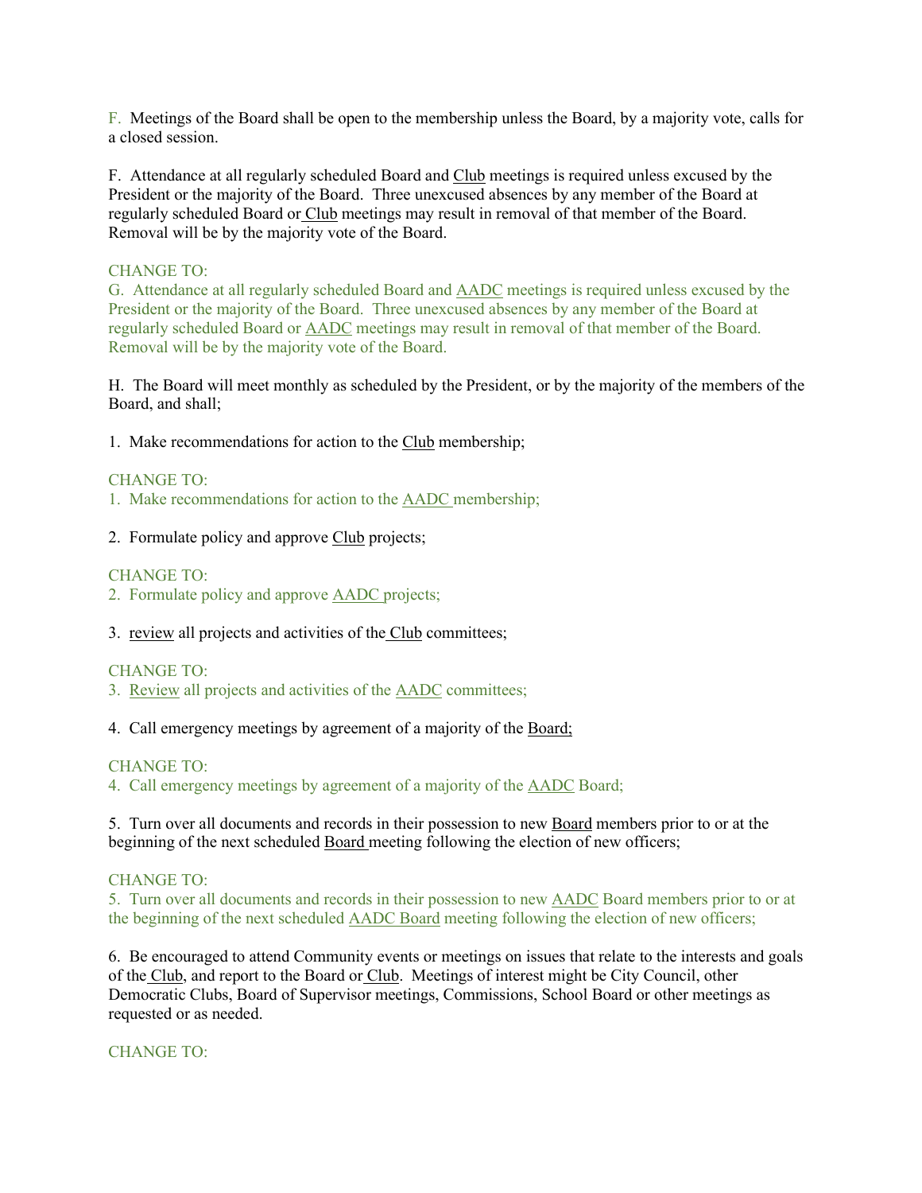F. Meetings of the Board shall be open to the membership unless the Board, by a majority vote, calls for a closed session.

F. Attendance at all regularly scheduled Board and Club meetings is required unless excused by the President or the majority of the Board. Three unexcused absences by any member of the Board at regularly scheduled Board or Club meetings may result in removal of that member of the Board. Removal will be by the majority vote of the Board.

CHANGE TO:
G. Attendance at all regularly scheduled Board and AADC meetings is required unless excused by the President or the majority of the Board. Three unexcused absences by any member of the Board at regularly scheduled Board or AADC meetings may result in removal of that member of the Board. Removal will be by the majority vote of the Board.

H. The Board will meet monthly as scheduled by the President, or by the majority of the members of the Board, and shall;

1. Make recommendations for action to the Club membership;

CHANGE TO:
1. Make recommendations for action to the AADC membership;

2. Formulate policy and approve Club projects;

CHANGE TO:
2. Formulate policy and approve AADC projects;

3. review all projects and activities of the Club committees;

CHANGE TO:
3. Review all projects and activities of the AADC committees;

4. Call emergency meetings by agreement of a majority of the Board;

CHANGE TO:
4. Call emergency meetings by agreement of a majority of the AADC Board;

5. Turn over all documents and records in their possession to new Board members prior to or at the beginning of the next scheduled Board meeting following the election of new officers;

CHANGE TO:
5. Turn over all documents and records in their possession to new AADC Board members prior to or at the beginning of the next scheduled AADC Board meeting following the election of new officers;

6. Be encouraged to attend Community events or meetings on issues that relate to the interests and goals of the Club, and report to the Board or Club. Meetings of interest might be City Council, other Democratic Clubs, Board of Supervisor meetings, Commissions, School Board or other meetings as requested or as needed.

CHANGE TO: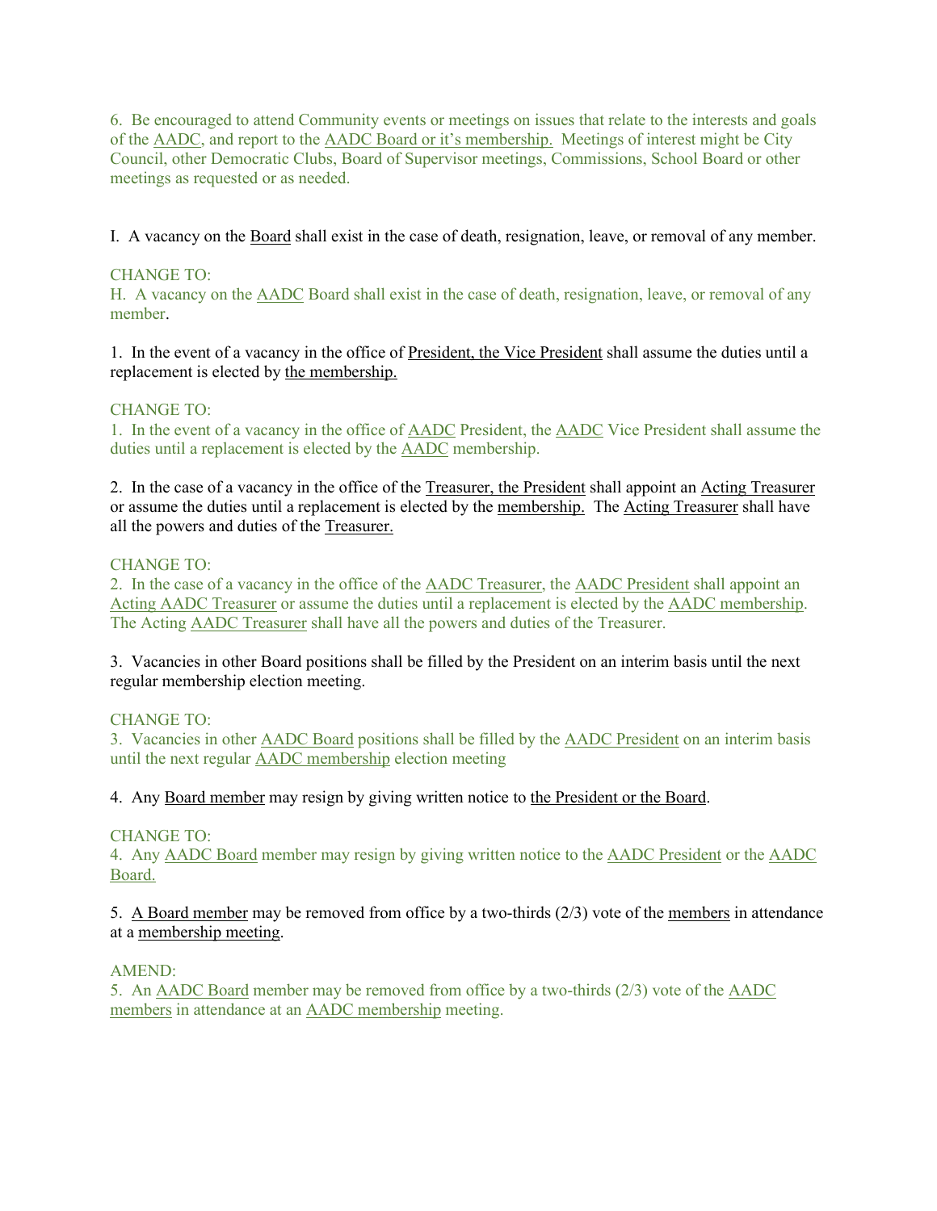6. Be encouraged to attend Community events or meetings on issues that relate to the interests and goals of the AADC, and report to the AADC Board or it's membership. Meetings of interest might be City Council, other Democratic Clubs, Board of Supervisor meetings, Commissions, School Board or other meetings as requested or as needed.

I. A vacancy on the Board shall exist in the case of death, resignation, leave, or removal of any member.

CHANGE TO:
H. A vacancy on the AADC Board shall exist in the case of death, resignation, leave, or removal of any member.

1. In the event of a vacancy in the office of President, the Vice President shall assume the duties until a replacement is elected by the membership.

CHANGE TO:
1. In the event of a vacancy in the office of AADC President, the AADC Vice President shall assume the duties until a replacement is elected by the AADC membership.

2. In the case of a vacancy in the office of the Treasurer, the President shall appoint an Acting Treasurer or assume the duties until a replacement is elected by the membership. The Acting Treasurer shall have all the powers and duties of the Treasurer.

CHANGE TO:
2. In the case of a vacancy in the office of the AADC Treasurer, the AADC President shall appoint an Acting AADC Treasurer or assume the duties until a replacement is elected by the AADC membership. The Acting AADC Treasurer shall have all the powers and duties of the Treasurer.

3. Vacancies in other Board positions shall be filled by the President on an interim basis until the next regular membership election meeting.

CHANGE TO:
3. Vacancies in other AADC Board positions shall be filled by the AADC President on an interim basis until the next regular AADC membership election meeting

4. Any Board member may resign by giving written notice to the President or the Board.

CHANGE TO:
4. Any AADC Board member may resign by giving written notice to the AADC President or the AADC Board.

5. A Board member may be removed from office by a two-thirds (2/3) vote of the members in attendance at a membership meeting.

AMEND:
5. An AADC Board member may be removed from office by a two-thirds (2/3) vote of the AADC members in attendance at an AADC membership meeting.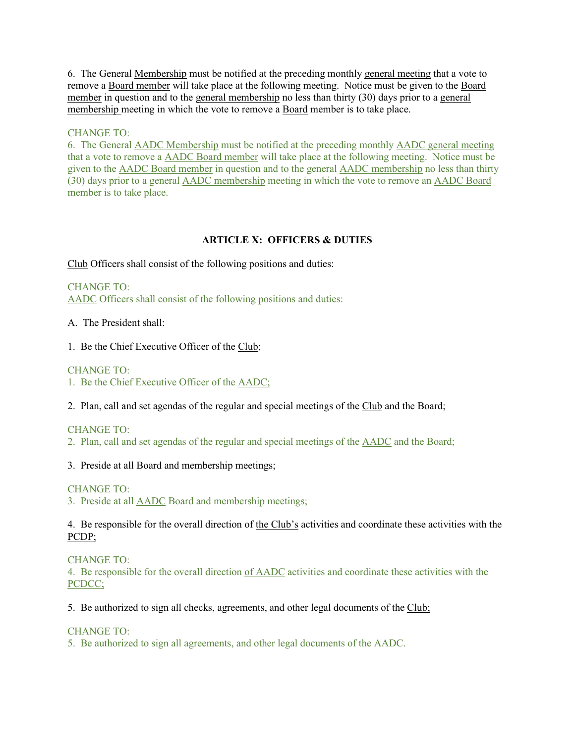6. The General Membership must be notified at the preceding monthly general meeting that a vote to remove a Board member will take place at the following meeting. Notice must be given to the Board member in question and to the general membership no less than thirty (30) days prior to a general membership meeting in which the vote to remove a Board member is to take place.

CHANGE TO:
6. The General AADC Membership must be notified at the preceding monthly AADC general meeting that a vote to remove a AADC Board member will take place at the following meeting. Notice must be given to the AADC Board member in question and to the general AADC membership no less than thirty (30) days prior to a general AADC membership meeting in which the vote to remove an AADC Board member is to take place.

## ARTICLE X: OFFICERS & DUTIES

Club Officers shall consist of the following positions and duties:

CHANGE TO:
AADC Officers shall consist of the following positions and duties:

A. The President shall:

1. Be the Chief Executive Officer of the Club;

CHANGE TO:
1. Be the Chief Executive Officer of the AADC;

2. Plan, call and set agendas of the regular and special meetings of the Club and the Board;

CHANGE TO:
2. Plan, call and set agendas of the regular and special meetings of the AADC and the Board;

3. Preside at all Board and membership meetings;

CHANGE TO:
3. Preside at all AADC Board and membership meetings;

4. Be responsible for the overall direction of the Club's activities and coordinate these activities with the PCDP;

CHANGE TO:
4. Be responsible for the overall direction of AADC activities and coordinate these activities with the PCDCC;

5. Be authorized to sign all checks, agreements, and other legal documents of the Club;

CHANGE TO:
5. Be authorized to sign all agreements, and other legal documents of the AADC.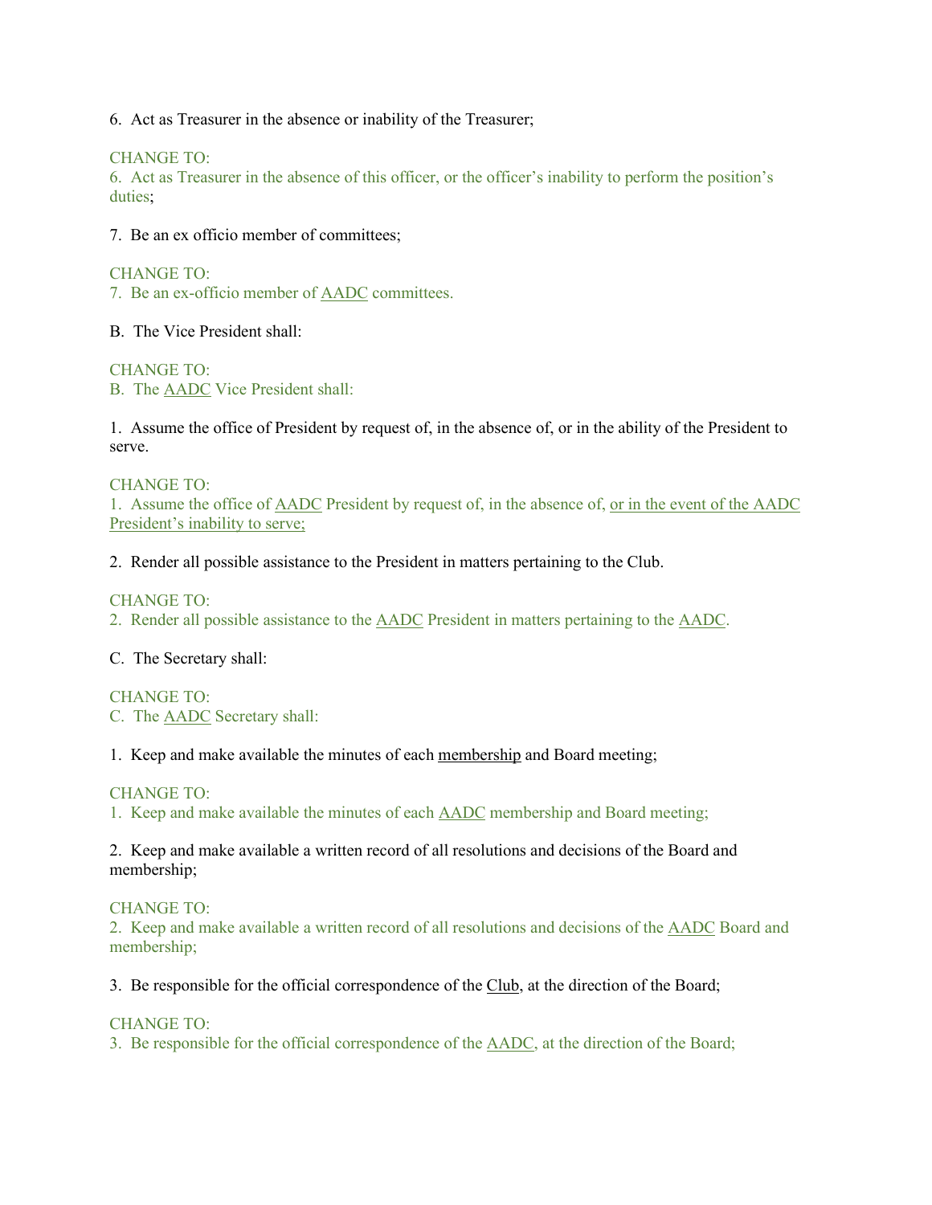6. Act as Treasurer in the absence or inability of the Treasurer;

CHANGE TO:
6. Act as Treasurer in the absence of this officer, or the officer's inability to perform the position's duties;

7. Be an ex officio member of committees;

CHANGE TO:
7. Be an ex-officio member of <u>AADC</u> committees.

B. The Vice President shall:

CHANGE TO:
B. The <u>AADC</u> Vice President shall:

1. Assume the office of President by request of, in the absence of, or in the ability of the President to serve.

CHANGE TO:
1. Assume the office of <u>AADC</u> President by request of, in the absence of, <u>or in the event of the AADC President's inability to serve;</u>

2. Render all possible assistance to the President in matters pertaining to the Club.

CHANGE TO:
2. Render all possible assistance to the <u>AADC</u> President in matters pertaining to the <u>AADC</u>.

C. The Secretary shall:

CHANGE TO:
C. The <u>AADC</u> Secretary shall:

1. Keep and make available the minutes of each <u>membership</u> and Board meeting;

CHANGE TO:
1. Keep and make available the minutes of each <u>AADC</u> membership and Board meeting;

2. Keep and make available a written record of all resolutions and decisions of the Board and membership;

CHANGE TO:
2. Keep and make available a written record of all resolutions and decisions of the <u>AADC</u> Board and membership;

3. Be responsible for the official correspondence of the <u>Club</u>, at the direction of the Board;

CHANGE TO:
3. Be responsible for the official correspondence of the <u>AADC</u>, at the direction of the Board;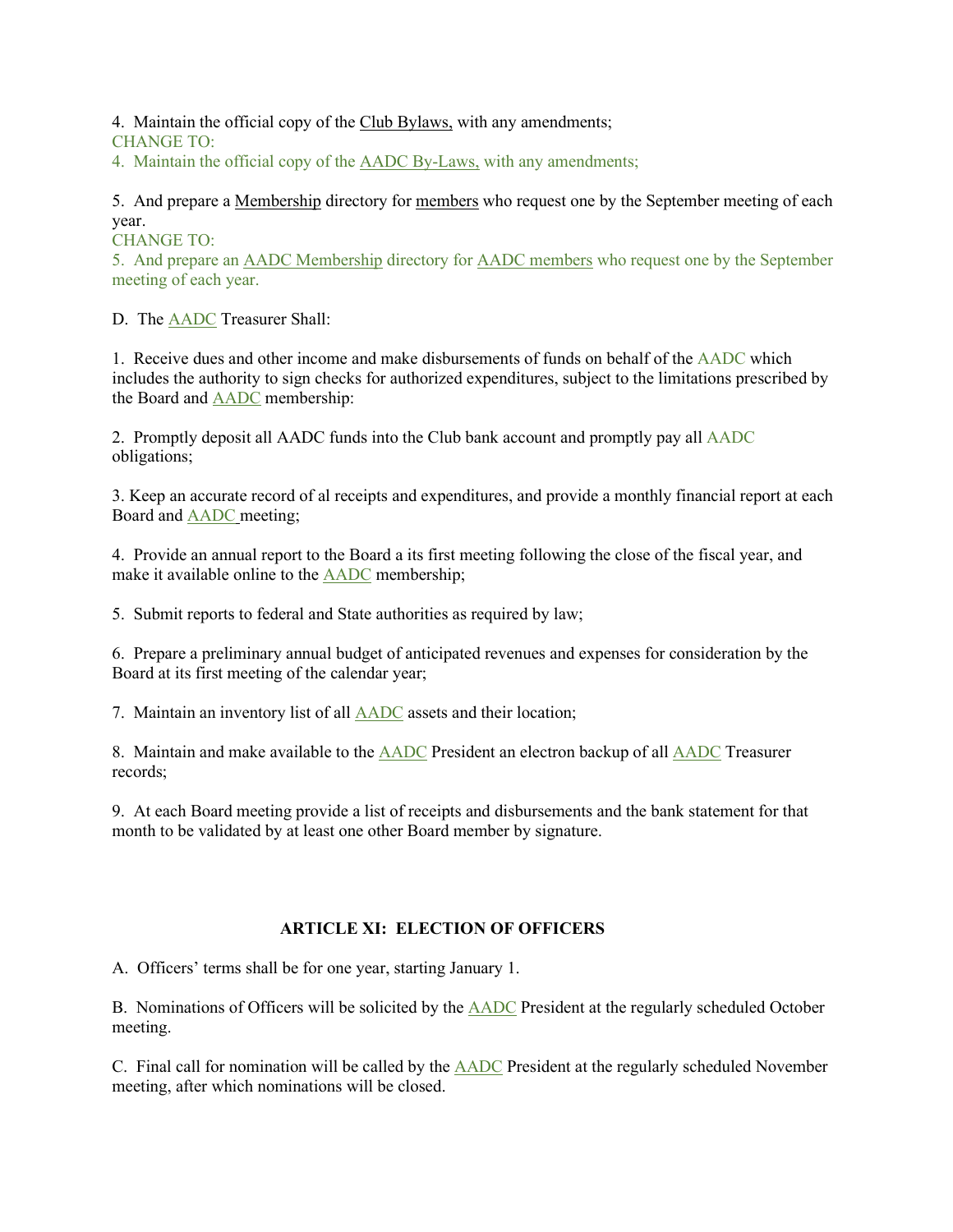4. Maintain the official copy of the Club Bylaws, with any amendments;
CHANGE TO:
4. Maintain the official copy of the AADC By-Laws, with any amendments;

5. And prepare a Membership directory for members who request one by the September meeting of each year.
CHANGE TO:
5. And prepare an AADC Membership directory for AADC members who request one by the September meeting of each year.

D. The AADC Treasurer Shall:

1. Receive dues and other income and make disbursements of funds on behalf of the AADC which includes the authority to sign checks for authorized expenditures, subject to the limitations prescribed by the Board and AADC membership:

2. Promptly deposit all AADC funds into the Club bank account and promptly pay all AADC obligations;

3. Keep an accurate record of al receipts and expenditures, and provide a monthly financial report at each Board and AADC meeting;

4. Provide an annual report to the Board a its first meeting following the close of the fiscal year, and make it available online to the AADC membership;

5. Submit reports to federal and State authorities as required by law;

6. Prepare a preliminary annual budget of anticipated revenues and expenses for consideration by the Board at its first meeting of the calendar year;

7. Maintain an inventory list of all AADC assets and their location;

8. Maintain and make available to the AADC President an electron backup of all AADC Treasurer records;

9. At each Board meeting provide a list of receipts and disbursements and the bank statement for that month to be validated by at least one other Board member by signature.

## ARTICLE XI: ELECTION OF OFFICERS

A. Officers' terms shall be for one year, starting January 1.

B. Nominations of Officers will be solicited by the AADC President at the regularly scheduled October meeting.

C. Final call for nomination will be called by the AADC President at the regularly scheduled November meeting, after which nominations will be closed.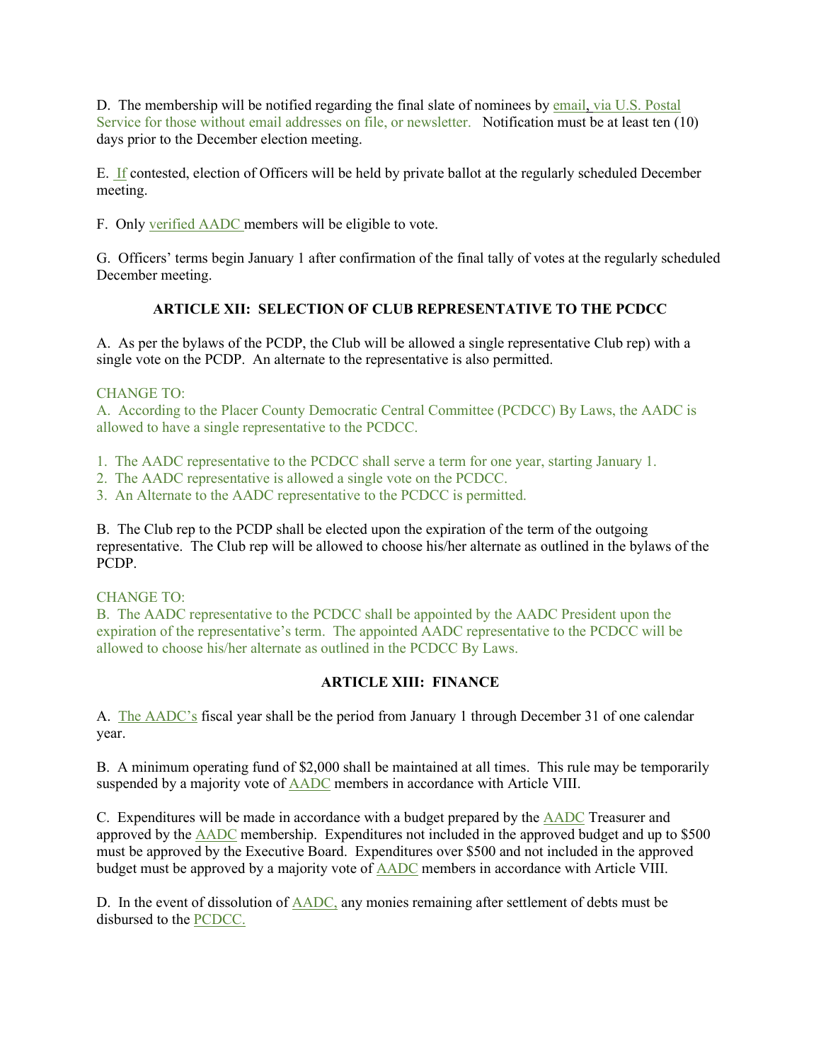D. The membership will be notified regarding the final slate of nominees by email, via U.S. Postal Service for those without email addresses on file, or newsletter. Notification must be at least ten (10) days prior to the December election meeting.

E. If contested, election of Officers will be held by private ballot at the regularly scheduled December meeting.

F. Only verified AADC members will be eligible to vote.

G. Officers' terms begin January 1 after confirmation of the final tally of votes at the regularly scheduled December meeting.

## ARTICLE XII: SELECTION OF CLUB REPRESENTATIVE TO THE PCDCC

A. As per the bylaws of the PCDP, the Club will be allowed a single representative Club rep) with a single vote on the PCDP. An alternate to the representative is also permitted.

CHANGE TO:
A. According to the Placer County Democratic Central Committee (PCDCC) By Laws, the AADC is allowed to have a single representative to the PCDCC.

1. The AADC representative to the PCDCC shall serve a term for one year, starting January 1.
2. The AADC representative is allowed a single vote on the PCDCC.
3. An Alternate to the AADC representative to the PCDCC is permitted.

B. The Club rep to the PCDP shall be elected upon the expiration of the term of the outgoing representative. The Club rep will be allowed to choose his/her alternate as outlined in the bylaws of the PCDP.

CHANGE TO:
B. The AADC representative to the PCDCC shall be appointed by the AADC President upon the expiration of the representative's term. The appointed AADC representative to the PCDCC will be allowed to choose his/her alternate as outlined in the PCDCC By Laws.

## ARTICLE XIII: FINANCE

A. The AADC's fiscal year shall be the period from January 1 through December 31 of one calendar year.

B. A minimum operating fund of $2,000 shall be maintained at all times. This rule may be temporarily suspended by a majority vote of AADC members in accordance with Article VIII.

C. Expenditures will be made in accordance with a budget prepared by the AADC Treasurer and approved by the AADC membership. Expenditures not included in the approved budget and up to $500 must be approved by the Executive Board. Expenditures over $500 and not included in the approved budget must be approved by a majority vote of AADC members in accordance with Article VIII.

D. In the event of dissolution of AADC, any monies remaining after settlement of debts must be disbursed to the PCDCC.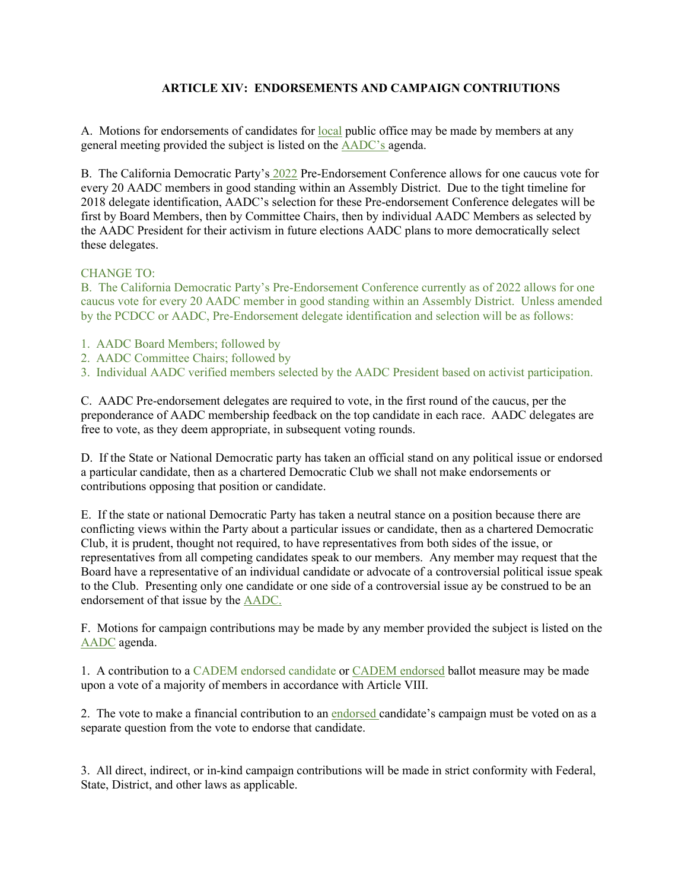## ARTICLE XIV: ENDORSEMENTS AND CAMPAIGN CONTRIUTIONS

A. Motions for endorsements of candidates for local public office may be made by members at any general meeting provided the subject is listed on the AADC's agenda.

B. The California Democratic Party's 2022 Pre-Endorsement Conference allows for one caucus vote for every 20 AADC members in good standing within an Assembly District. Due to the tight timeline for 2018 delegate identification, AADC's selection for these Pre-endorsement Conference delegates will be first by Board Members, then by Committee Chairs, then by individual AADC Members as selected by the AADC President for their activism in future elections AADC plans to more democratically select these delegates.

CHANGE TO:
B. The California Democratic Party's Pre-Endorsement Conference currently as of 2022 allows for one caucus vote for every 20 AADC member in good standing within an Assembly District. Unless amended by the PCDCC or AADC, Pre-Endorsement delegate identification and selection will be as follows:

1. AADC Board Members; followed by
2. AADC Committee Chairs; followed by
3. Individual AADC verified members selected by the AADC President based on activist participation.

C. AADC Pre-endorsement delegates are required to vote, in the first round of the caucus, per the preponderance of AADC membership feedback on the top candidate in each race. AADC delegates are free to vote, as they deem appropriate, in subsequent voting rounds.

D. If the State or National Democratic party has taken an official stand on any political issue or endorsed a particular candidate, then as a chartered Democratic Club we shall not make endorsements or contributions opposing that position or candidate.

E. If the state or national Democratic Party has taken a neutral stance on a position because there are conflicting views within the Party about a particular issues or candidate, then as a chartered Democratic Club, it is prudent, thought not required, to have representatives from both sides of the issue, or representatives from all competing candidates speak to our members. Any member may request that the Board have a representative of an individual candidate or advocate of a controversial political issue speak to the Club. Presenting only one candidate or one side of a controversial issue ay be construed to be an endorsement of that issue by the AADC.

F. Motions for campaign contributions may be made by any member provided the subject is listed on the AADC agenda.

1. A contribution to a CADEM endorsed candidate or CADEM endorsed ballot measure may be made upon a vote of a majority of members in accordance with Article VIII.

2. The vote to make a financial contribution to an endorsed candidate's campaign must be voted on as a separate question from the vote to endorse that candidate.

3. All direct, indirect, or in-kind campaign contributions will be made in strict conformity with Federal, State, District, and other laws as applicable.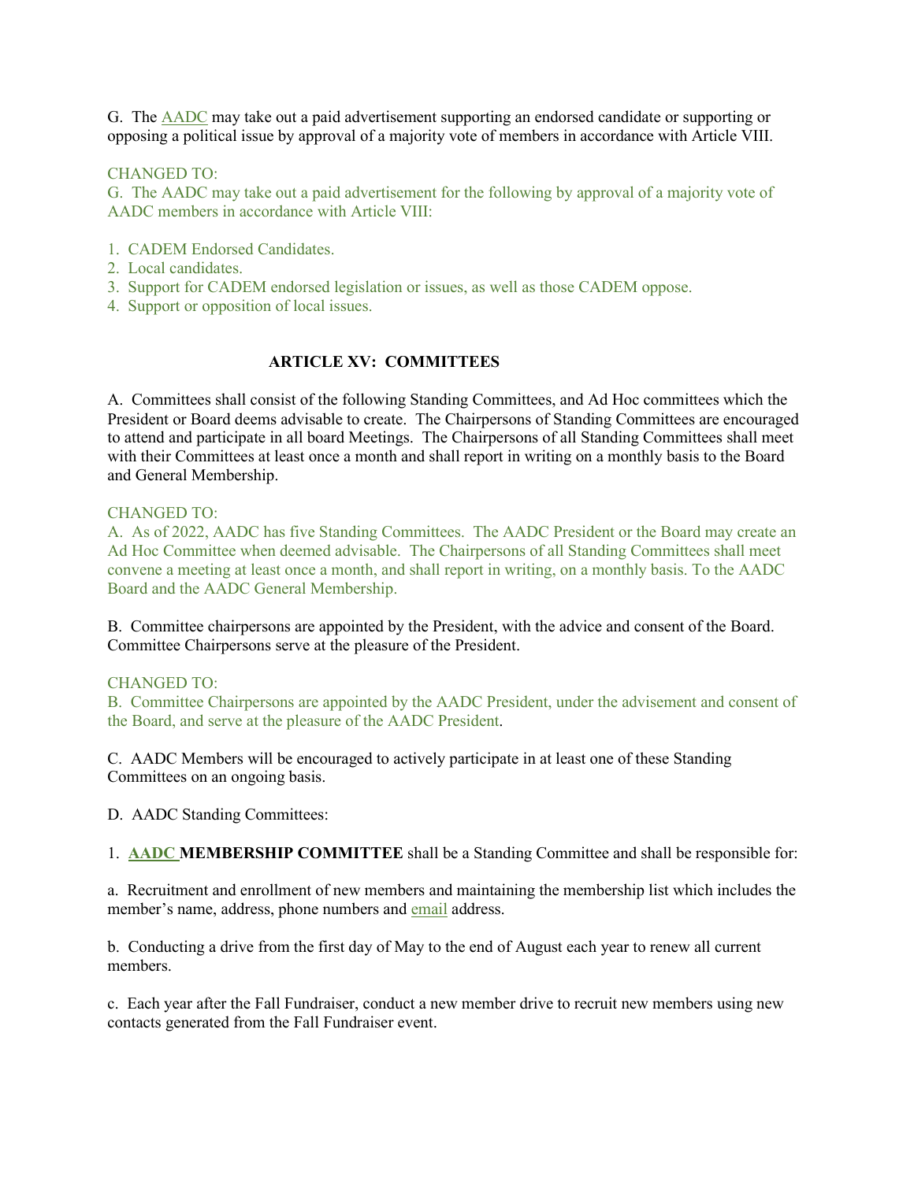G. The AADC may take out a paid advertisement supporting an endorsed candidate or supporting or opposing a political issue by approval of a majority vote of members in accordance with Article VIII.

CHANGED TO:
G. The AADC may take out a paid advertisement for the following by approval of a majority vote of AADC members in accordance with Article VIII:

1. CADEM Endorsed Candidates.
2. Local candidates.
3. Support for CADEM endorsed legislation or issues, as well as those CADEM oppose.
4. Support or opposition of local issues.

## ARTICLE XV: COMMITTEES

A. Committees shall consist of the following Standing Committees, and Ad Hoc committees which the President or Board deems advisable to create. The Chairpersons of Standing Committees are encouraged to attend and participate in all board Meetings. The Chairpersons of all Standing Committees shall meet with their Committees at least once a month and shall report in writing on a monthly basis to the Board and General Membership.

CHANGED TO:
A. As of 2022, AADC has five Standing Committees. The AADC President or the Board may create an Ad Hoc Committee when deemed advisable. The Chairpersons of all Standing Committees shall meet convene a meeting at least once a month, and shall report in writing, on a monthly basis. To the AADC Board and the AADC General Membership.

B. Committee chairpersons are appointed by the President, with the advice and consent of the Board. Committee Chairpersons serve at the pleasure of the President.

CHANGED TO:
B. Committee Chairpersons are appointed by the AADC President, under the advisement and consent of the Board, and serve at the pleasure of the AADC President.

C. AADC Members will be encouraged to actively participate in at least one of these Standing Committees on an ongoing basis.

D. AADC Standing Committees:

1. **AADC MEMBERSHIP COMMITTEE** shall be a Standing Committee and shall be responsible for:

a. Recruitment and enrollment of new members and maintaining the membership list which includes the member's name, address, phone numbers and email address.

b. Conducting a drive from the first day of May to the end of August each year to renew all current members.

c. Each year after the Fall Fundraiser, conduct a new member drive to recruit new members using new contacts generated from the Fall Fundraiser event.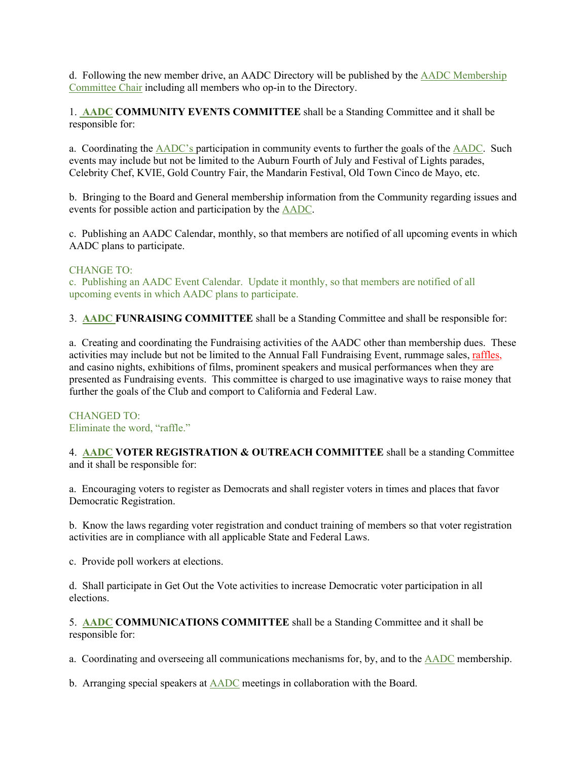d. Following the new member drive, an AADC Directory will be published by the AADC Membership Committee Chair including all members who op-in to the Directory.

1. **AADC COMMUNITY EVENTS COMMITTEE** shall be a Standing Committee and it shall be responsible for:

a. Coordinating the AADC's participation in community events to further the goals of the AADC. Such events may include but not be limited to the Auburn Fourth of July and Festival of Lights parades, Celebrity Chef, KVIE, Gold Country Fair, the Mandarin Festival, Old Town Cinco de Mayo, etc.

b. Bringing to the Board and General membership information from the Community regarding issues and events for possible action and participation by the AADC.

c. Publishing an AADC Calendar, monthly, so that members are notified of all upcoming events in which AADC plans to participate.

CHANGE TO:
c. Publishing an AADC Event Calendar. Update it monthly, so that members are notified of all upcoming events in which AADC plans to participate.

3. **AADC FUNRAISING COMMITTEE** shall be a Standing Committee and shall be responsible for:

a. Creating and coordinating the Fundraising activities of the AADC other than membership dues. These activities may include but not be limited to the Annual Fall Fundraising Event, rummage sales, raffles, and casino nights, exhibitions of films, prominent speakers and musical performances when they are presented as Fundraising events. This committee is charged to use imaginative ways to raise money that further the goals of the Club and comport to California and Federal Law.

CHANGED TO:
Eliminate the word, "raffle."

4. **AADC VOTER REGISTRATION & OUTREACH COMMITTEE** shall be a standing Committee and it shall be responsible for:

a. Encouraging voters to register as Democrats and shall register voters in times and places that favor Democratic Registration.

b. Know the laws regarding voter registration and conduct training of members so that voter registration activities are in compliance with all applicable State and Federal Laws.

c. Provide poll workers at elections.

d. Shall participate in Get Out the Vote activities to increase Democratic voter participation in all elections.

5. **AADC COMMUNICATIONS COMMITTEE** shall be a Standing Committee and it shall be responsible for:

a. Coordinating and overseeing all communications mechanisms for, by, and to the AADC membership.

b. Arranging special speakers at AADC meetings in collaboration with the Board.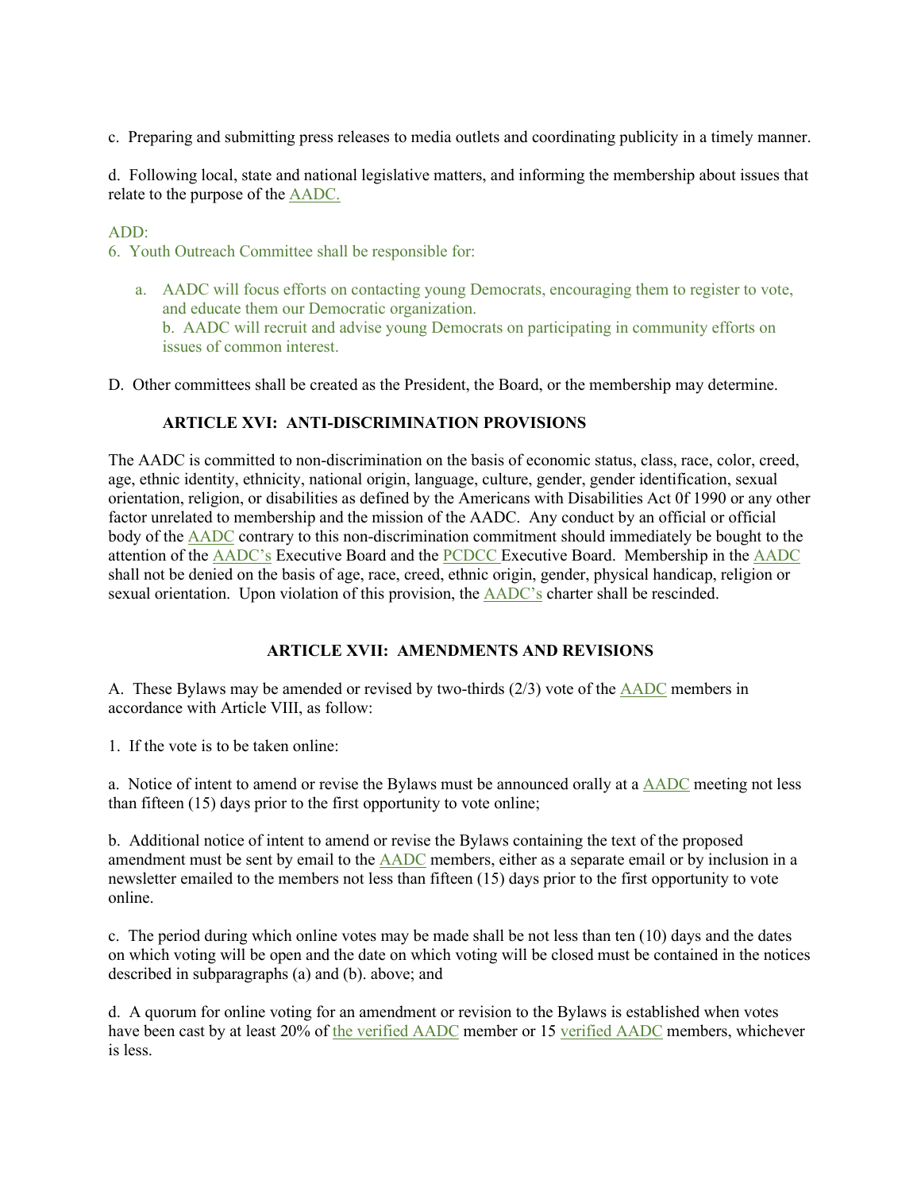c. Preparing and submitting press releases to media outlets and coordinating publicity in a timely manner.

d. Following local, state and national legislative matters, and informing the membership about issues that relate to the purpose of the AADC.

ADD:

6. Youth Outreach Committee shall be responsible for:

   a. AADC will focus efforts on contacting young Democrats, encouraging them to register to vote, and educate them our Democratic organization.
   b. AADC will recruit and advise young Democrats on participating in community efforts on issues of common interest.

D. Other committees shall be created as the President, the Board, or the membership may determine.

## ARTICLE XVI: ANTI-DISCRIMINATION PROVISIONS

The AADC is committed to non-discrimination on the basis of economic status, class, race, color, creed, age, ethnic identity, ethnicity, national origin, language, culture, gender, gender identification, sexual orientation, religion, or disabilities as defined by the Americans with Disabilities Act 0f 1990 or any other factor unrelated to membership and the mission of the AADC. Any conduct by an official or official body of the AADC contrary to this non-discrimination commitment should immediately be bought to the attention of the AADC's Executive Board and the PCDCC Executive Board. Membership in the AADC shall not be denied on the basis of age, race, creed, ethnic origin, gender, physical handicap, religion or sexual orientation. Upon violation of this provision, the AADC's charter shall be rescinded.

## ARTICLE XVII: AMENDMENTS AND REVISIONS

A. These Bylaws may be amended or revised by two-thirds (2/3) vote of the AADC members in accordance with Article VIII, as follow:

1. If the vote is to be taken online:

a. Notice of intent to amend or revise the Bylaws must be announced orally at a AADC meeting not less than fifteen (15) days prior to the first opportunity to vote online;

b. Additional notice of intent to amend or revise the Bylaws containing the text of the proposed amendment must be sent by email to the AADC members, either as a separate email or by inclusion in a newsletter emailed to the members not less than fifteen (15) days prior to the first opportunity to vote online.

c. The period during which online votes may be made shall be not less than ten (10) days and the dates on which voting will be open and the date on which voting will be closed must be contained in the notices described in subparagraphs (a) and (b). above; and

d. A quorum for online voting for an amendment or revision to the Bylaws is established when votes have been cast by at least 20% of the verified AADC member or 15 verified AADC members, whichever is less.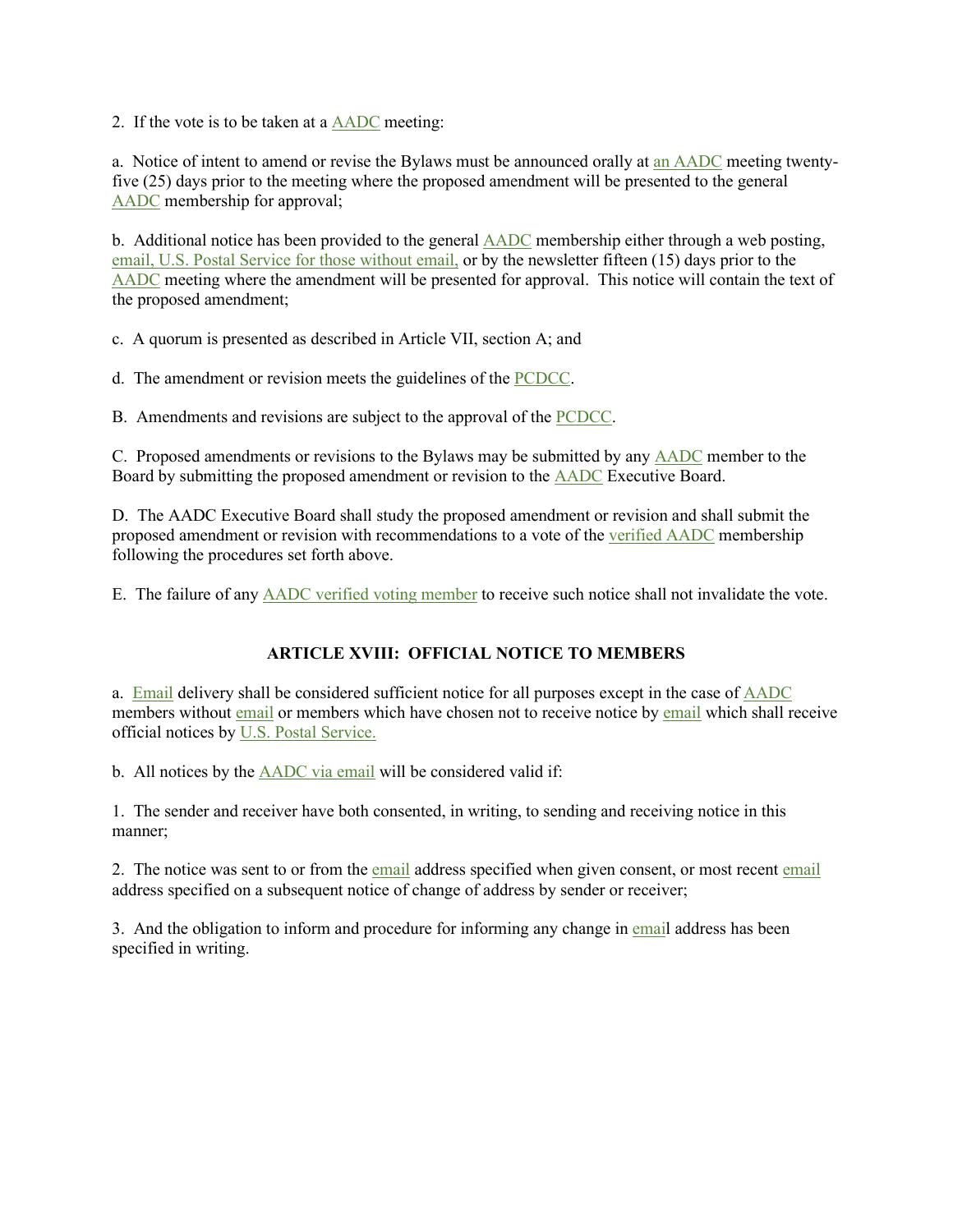2. If the vote is to be taken at a AADC meeting:

a. Notice of intent to amend or revise the Bylaws must be announced orally at an AADC meeting twenty-five (25) days prior to the meeting where the proposed amendment will be presented to the general AADC membership for approval;

b. Additional notice has been provided to the general AADC membership either through a web posting, email, U.S. Postal Service for those without email, or by the newsletter fifteen (15) days prior to the AADC meeting where the amendment will be presented for approval. This notice will contain the text of the proposed amendment;

c. A quorum is presented as described in Article VII, section A; and

d. The amendment or revision meets the guidelines of the PCDCC.

B. Amendments and revisions are subject to the approval of the PCDCC.

C. Proposed amendments or revisions to the Bylaws may be submitted by any AADC member to the Board by submitting the proposed amendment or revision to the AADC Executive Board.

D. The AADC Executive Board shall study the proposed amendment or revision and shall submit the proposed amendment or revision with recommendations to a vote of the verified AADC membership following the procedures set forth above.

E. The failure of any AADC verified voting member to receive such notice shall not invalidate the vote.

## ARTICLE XVIII: OFFICIAL NOTICE TO MEMBERS

a. Email delivery shall be considered sufficient notice for all purposes except in the case of AADC members without email or members which have chosen not to receive notice by email which shall receive official notices by U.S. Postal Service.

b. All notices by the AADC via email will be considered valid if:

1. The sender and receiver have both consented, in writing, to sending and receiving notice in this manner;

2. The notice was sent to or from the email address specified when given consent, or most recent email address specified on a subsequent notice of change of address by sender or receiver;

3. And the obligation to inform and procedure for informing any change in email address has been specified in writing.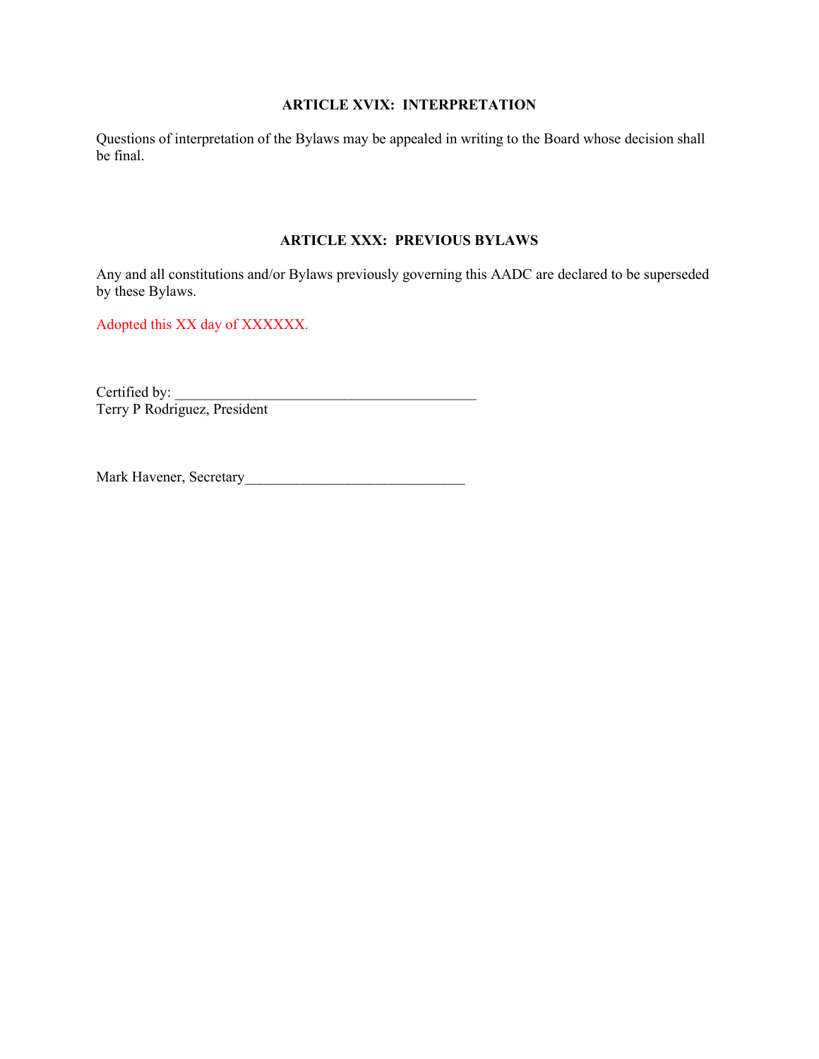### ARTICLE XVIX: INTERPRETATION

Questions of interpretation of the Bylaws may be appealed in writing to the Board whose decision shall be final.

### ARTICLE XXX: PREVIOUS BYLAWS

Any and all constitutions and/or Bylaws previously governing this AADC are declared to be superseded by these Bylaws.

Adopted this XX day of XXXXXX.

Certified by: ___________________________________________
Terry P Rodriguez, President

Mark Havener, Secretary______________________________